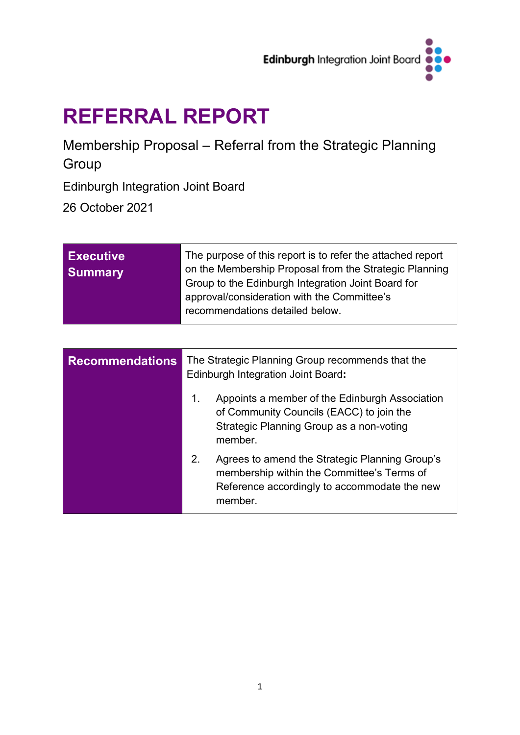Edinburgh Integration Joint Board

# REFERRAL REPORT

Membership Proposal – Referral from the Strategic Planning Group

Edinburgh Integration Joint Board

26 October 2021

| **Executive Summary** | The purpose of this report is to refer the attached report on the Membership Proposal from the Strategic Planning Group to the Edinburgh Integration Joint Board for approval/consideration with the Committee's recommendations detailed below. |
|---|---|

| **Recommendations** | The Strategic Planning Group recommends that the Edinburgh Integration Joint Board**:**<br><br>1. Appoints a member of the Edinburgh Association of Community Councils (EACC) to join the Strategic Planning Group as a non-voting member.<br>2. Agrees to amend the Strategic Planning Group's membership within the Committee's Terms of Reference accordingly to accommodate the new member. |
|---|---|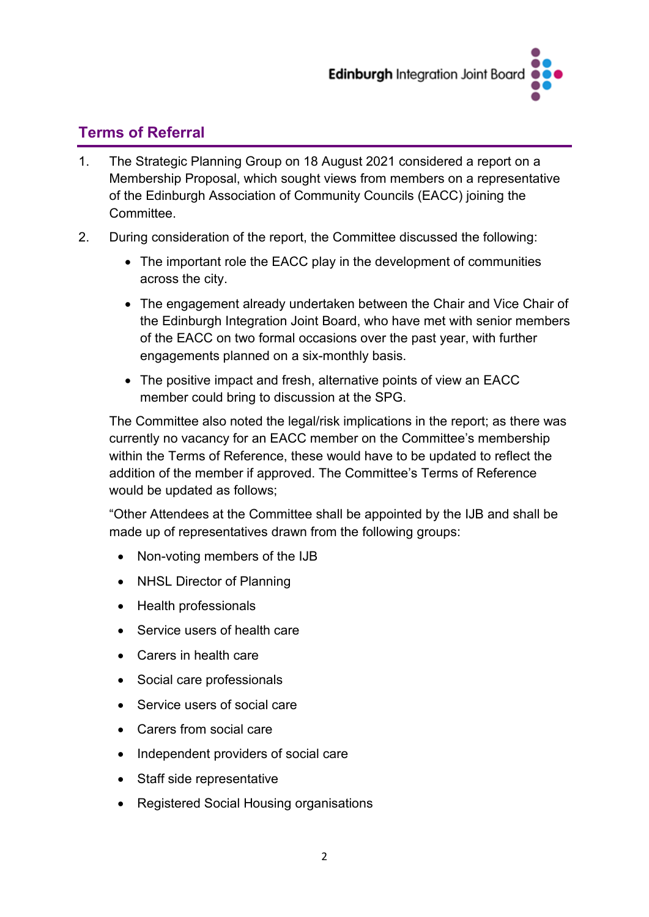## Terms of Referral

1. The Strategic Planning Group on 18 August 2021 considered a report on a Membership Proposal, which sought views from members on a representative of the Edinburgh Association of Community Councils (EACC) joining the Committee.

2. During consideration of the report, the Committee discussed the following:

   - The important role the EACC play in the development of communities across the city.
   - The engagement already undertaken between the Chair and Vice Chair of the Edinburgh Integration Joint Board, who have met with senior members of the EACC on two formal occasions over the past year, with further engagements planned on a six-monthly basis.
   - The positive impact and fresh, alternative points of view an EACC member could bring to discussion at the SPG.

   The Committee also noted the legal/risk implications in the report; as there was currently no vacancy for an EACC member on the Committee's membership within the Terms of Reference, these would have to be updated to reflect the addition of the member if approved. The Committee's Terms of Reference would be updated as follows;

   "Other Attendees at the Committee shall be appointed by the IJB and shall be made up of representatives drawn from the following groups:

   - Non-voting members of the IJB
   - NHSL Director of Planning
   - Health professionals
   - Service users of health care
   - Carers in health care
   - Social care professionals
   - Service users of social care
   - Carers from social care
   - Independent providers of social care
   - Staff side representative
   - Registered Social Housing organisations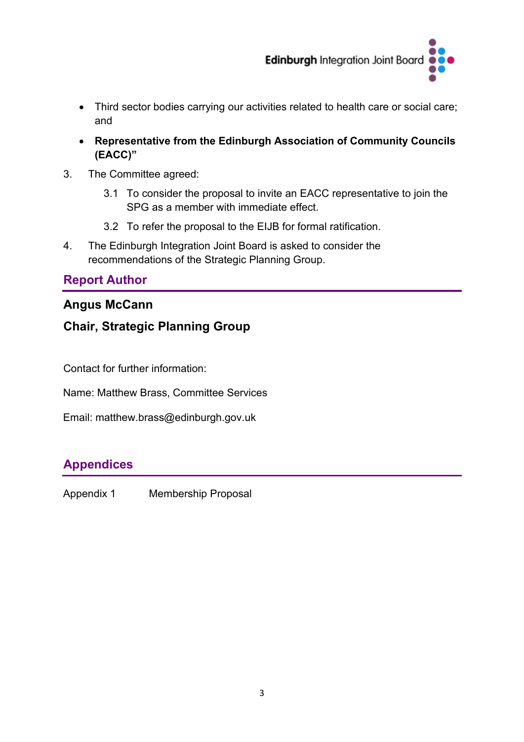- Third sector bodies carrying our activities related to health care or social care; and
- **Representative from the Edinburgh Association of Community Councils (EACC)"**

3. The Committee agreed:

   3.1 To consider the proposal to invite an EACC representative to join the SPG as a member with immediate effect.

   3.2 To refer the proposal to the EIJB for formal ratification.

4. The Edinburgh Integration Joint Board is asked to consider the recommendations of the Strategic Planning Group.

## Report Author

**Angus McCann**

**Chair, Strategic Planning Group**

Contact for further information:

Name: Matthew Brass, Committee Services

Email: matthew.brass@edinburgh.gov.uk

## Appendices

| | |
|---|---|
| Appendix 1 | Membership Proposal |